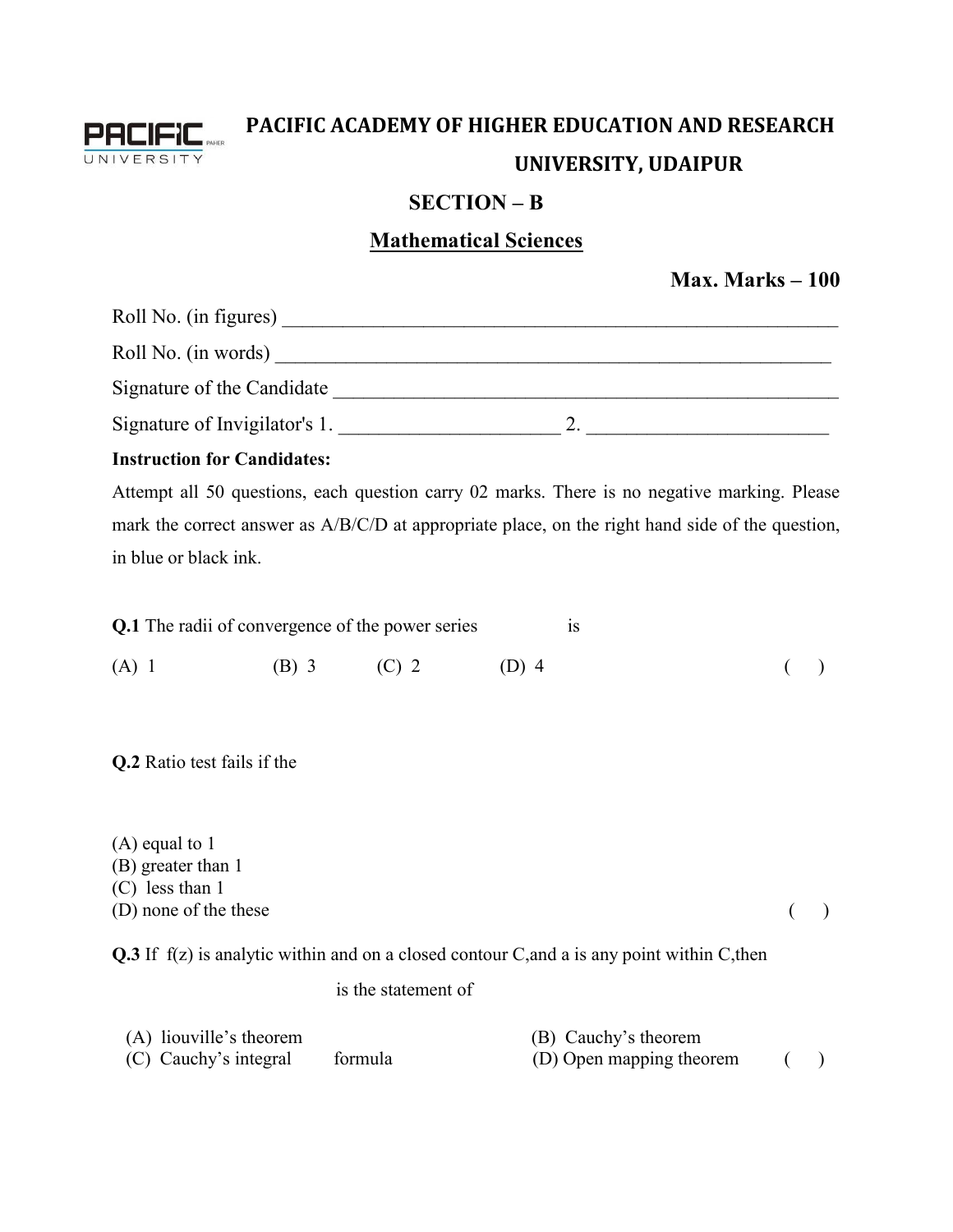# PACIFIC ACADEMY OF HIGHER EDUCATION AND RESEARCH UNIVERSITY, UDAIPUR

## SECTION – B

## Mathematical Sciences

**Max. Marks – 100**

Roll No. (in figures) ____________________________________________________________

Roll No. (in words) ____________________________________________________________

Signature of the Candidate ______________________________________________________

Signature of Invigilator's 1. ______________________ 2. ________________________

**Instruction for Candidates:**

Attempt all 50 questions, each question carry 02 marks. There is no negative marking. Please mark the correct answer as A/B/C/D at appropriate place, on the right hand side of the question, in blue or black ink.

**Q.1** The radii of convergence of the power series is

(A) 1 (B) 3 (C) 2 (D) 4 ( )

**Q.2** Ratio test fails if the

(A) equal to 1
(B) greater than 1
(C) less than 1
(D) none of the these ( )

**Q.3** If f(z) is analytic within and on a closed contour C,and a is any point within C,then is the statement of

(A) liouville's theorem
(B) Cauchy's theorem
(C) Cauchy's integral formula
(D) Open mapping theorem ( )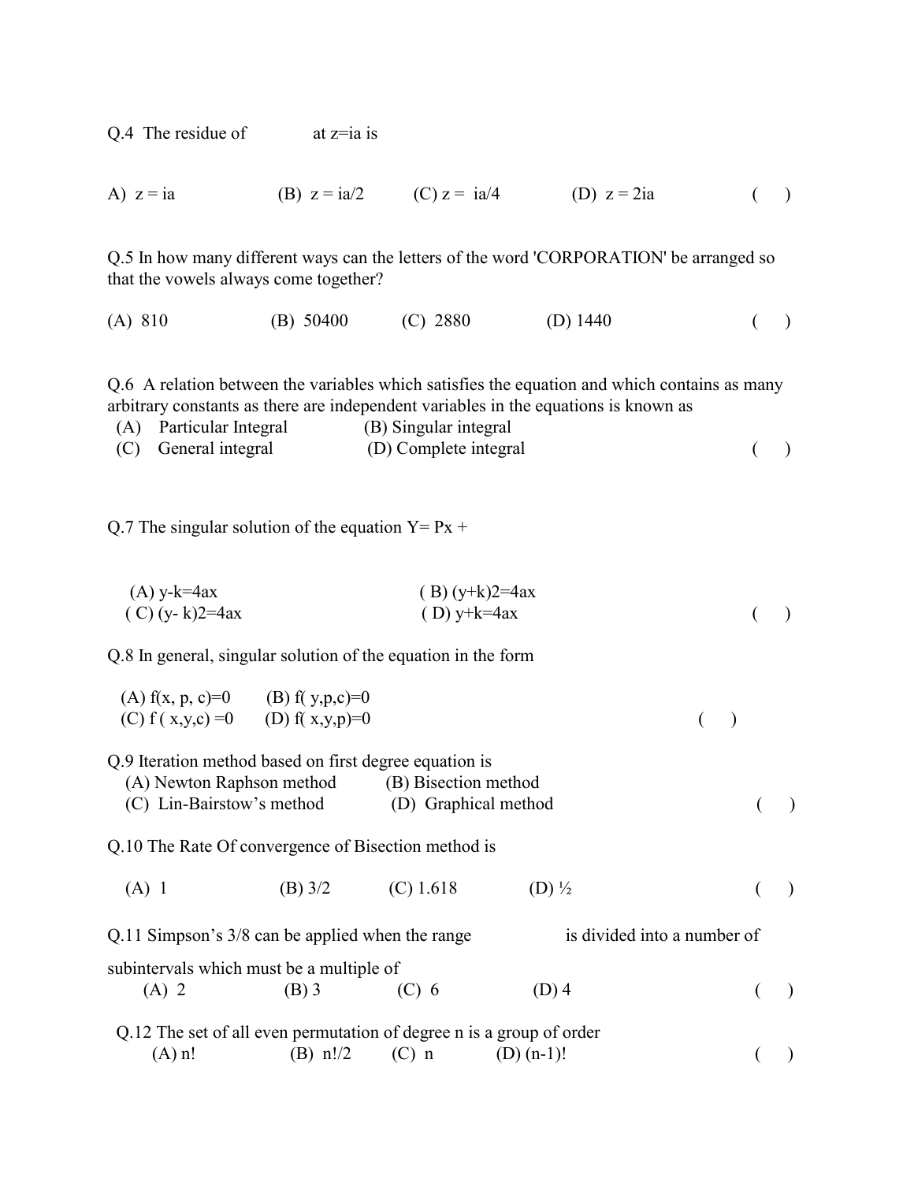Q.4 The residue of at z=ia is

A) z = ia (B) z = ia/2 (C) z = ia/4 (D) z = 2ia ( )

Q.5 In how many different ways can the letters of the word 'CORPORATION' be arranged so that the vowels always come together?

(A) 810 (B) 50400 (C) 2880 (D) 1440 ( )

Q.6 A relation between the variables which satisfies the equation and which contains as many arbitrary constants as there are independent variables in the equations is known as

(A) Particular Integral (B) Singular integral
(C) General integral (D) Complete integral ( )

Q.7 The singular solution of the equation Y= Px +

(A) y-k=4ax ( B) (y+k)2=4ax
( C) (y- k)2=4ax ( D) y+k=4ax ( )

Q.8 In general, singular solution of the equation in the form

(A) f(x, p, c)=0 (B) f( y,p,c)=0
(C) f ( x,y,c) =0 (D) f( x,y,p)=0 ( )

Q.9 Iteration method based on first degree equation is

(A) Newton Raphson method (B) Bisection method
(C) Lin-Bairstow's method (D) Graphical method ( )

Q.10 The Rate Of convergence of Bisection method is

(A) 1 (B) 3/2 (C) 1.618 (D) ½ ( )

Q.11 Simpson's 3/8 can be applied when the range is divided into a number of subintervals which must be a multiple of

(A) 2 (B) 3 (C) 6 (D) 4 ( )

Q.12 The set of all even permutation of degree n is a group of order

(A) n! (B) n!/2 (C) n (D) (n-1)! ( )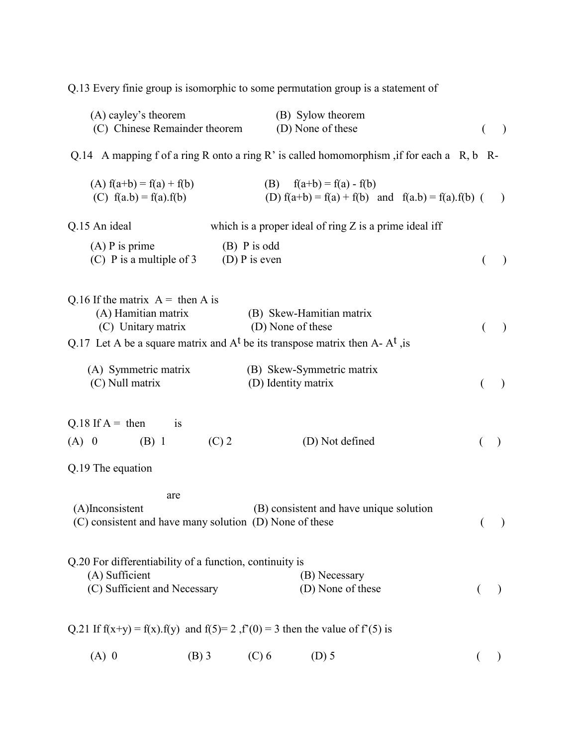Q.13 Every finie group is isomorphic to some permutation group is a statement of

(A) cayley's theorem (B) Sylow theorem
(C) Chinese Remainder theorem (D) None of these ( )

Q.14 A mapping f of a ring R onto a ring R' is called homomorphism ,if for each a R, b R-

(A) $f(a+b) = f(a) + f(b)$ (B) $f(a+b) = f(a) - f(b)$
(C) $f(a.b) = f(a).f(b)$ (D) $f(a+b) = f(a) + f(b)$ and $f(a.b) = f(a).f(b)$ ( )

Q.15 An ideal which is a proper ideal of ring Z is a prime ideal iff

(A) P is prime (B) P is odd
(C) P is a multiple of 3 (D) P is even ( )

Q.16 If the matrix A = then A is

(A) Hamitian matrix (B) Skew-Hamitian matrix
(C) Unitary matrix (D) None of these ( )

Q.17 Let A be a square matrix and $A^t$ be its transpose matrix then $A- A^t$ ,is

(A) Symmetric matrix (B) Skew-Symmetric matrix
(C) Null matrix (D) Identity matrix ( )

Q.18 If A = then is

(A) 0 (B) 1 (C) 2 (D) Not defined ( )

Q.19 The equation

are

(A)Inconsistent (B) consistent and have unique solution
(C) consistent and have many solution (D) None of these ( )

Q.20 For differentiability of a function, continuity is

(A) Sufficient (B) Necessary
(C) Sufficient and Necessary (D) None of these ( )

Q.21 If $f(x+y) = f(x).f(y)$ and $f(5)= 2$ ,$f'(0) = 3$ then the value of $f'(5)$ is

(A) 0 (B) 3 (C) 6 (D) 5 ( )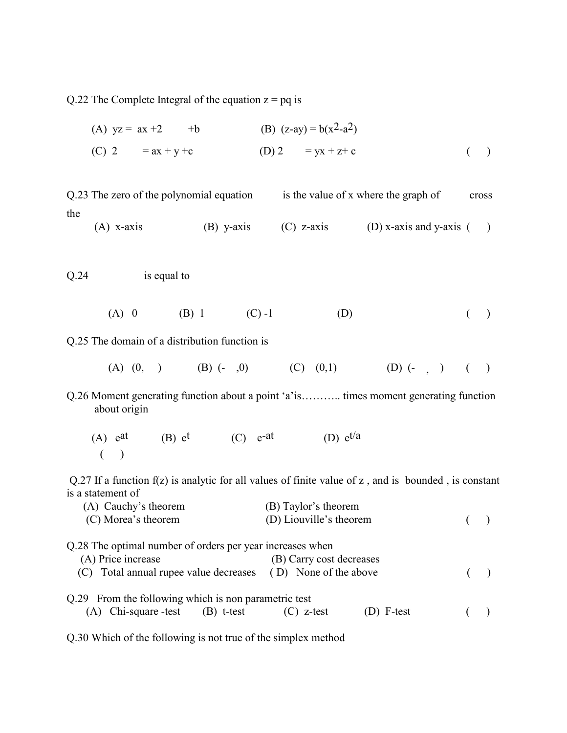Q.22 The Complete Integral of the equation z = pq is

(A) yz = ax +2 +b (B) $(z\text{-}ay) = b(x^2\text{-}a^2)$

(C) 2 = ax + y +c (D) 2 = yx + z+ c ( )

Q.23 The zero of the polynomial equation is the value of x where the graph of cross the

(A) x-axis (B) y-axis (C) z-axis (D) x-axis and y-axis ( )

Q.24 is equal to

(A) 0 (B) 1 (C) -1 (D) ( )

Q.25 The domain of a distribution function is

(A) (0, ) (B) (- ,0) (C) (0,1) (D) (- , ) ( )

Q.26 Moment generating function about a point 'a'is……….. times moment generating function about origin

(A) $e^{at}$ (B) $e^{t}$ (C) $e^{-at}$ (D) $e^{t/a}$ ( )

Q.27 If a function f(z) is analytic for all values of finite value of z , and is bounded , is constant is a statement of

(A) Cauchy's theorem (B) Taylor's theorem
(C) Morea's theorem (D) Liouville's theorem ( )

Q.28 The optimal number of orders per year increases when
(A) Price increase (B) Carry cost decreases
(C) Total annual rupee value decreases ( D) None of the above ( )

Q.29 From the following which is non parametric test
(A) Chi-square -test (B) t-test (C) z-test (D) F-test ( )

Q.30 Which of the following is not true of the simplex method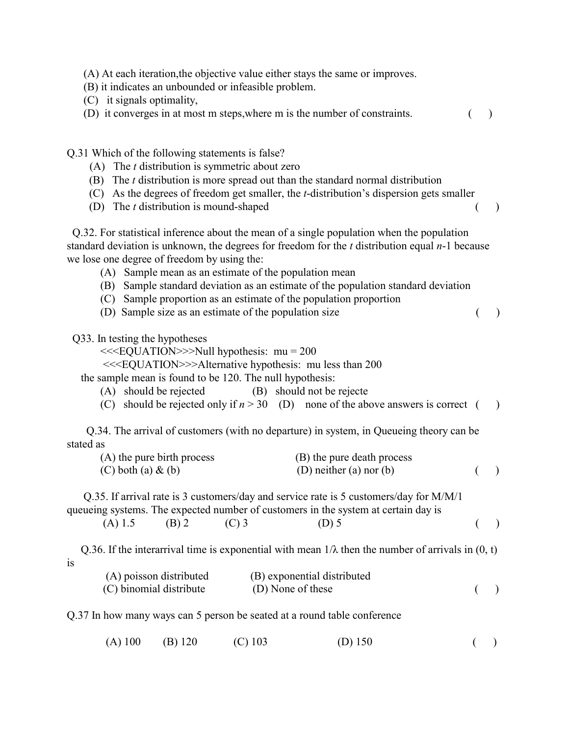(A) At each iteration,the objective value either stays the same or improves.
(B) it indicates an unbounded or infeasible problem.
(C) it signals optimality,
(D) it converges in at most m steps,where m is the number of constraints. ( )

Q.31 Which of the following statements is false?

(A) The *t* distribution is symmetric about zero
(B) The *t* distribution is more spread out than the standard normal distribution
(C) As the degrees of freedom get smaller, the *t*-distribution's dispersion gets smaller
(D) The *t* distribution is mound-shaped ( )

Q.32. For statistical inference about the mean of a single population when the population standard deviation is unknown, the degrees for freedom for the *t* distribution equal *n*-1 because we lose one degree of freedom by using the:

(A) Sample mean as an estimate of the population mean
(B) Sample standard deviation as an estimate of the population standard deviation
(C) Sample proportion as an estimate of the population proportion
(D) Sample size as an estimate of the population size ( )

Q33. In testing the hypotheses

<<<EQUATION>>>Null hypothesis: mu = 200

<<<EQUATION>>>Alternative hypothesis: mu less than 200

the sample mean is found to be 120. The null hypothesis:

(A) should be rejected (B) should not be rejecte
(C) should be rejected only if $n > 30$ (D) none of the above answers is correct ( )

Q.34. The arrival of customers (with no departure) in system, in Queueing theory can be stated as

(A) the pure birth process (B) the pure death process
(C) both (a) & (b) (D) neither (a) nor (b) ( )

Q.35. If arrival rate is 3 customers/day and service rate is 5 customers/day for M/M/1 queueing systems. The expected number of customers in the system at certain day is

(A) 1.5 (B) 2 (C) 3 (D) 5 ( )

Q.36. If the interarrival time is exponential with mean $1/\lambda$ then the number of arrivals in (0, t) is

(A) poisson distributed (B) exponential distributed
(C) binomial distribute (D) None of these ( )

Q.37 In how many ways can 5 person be seated at a round table conference

(A) 100 (B) 120 (C) 103 (D) 150 ( )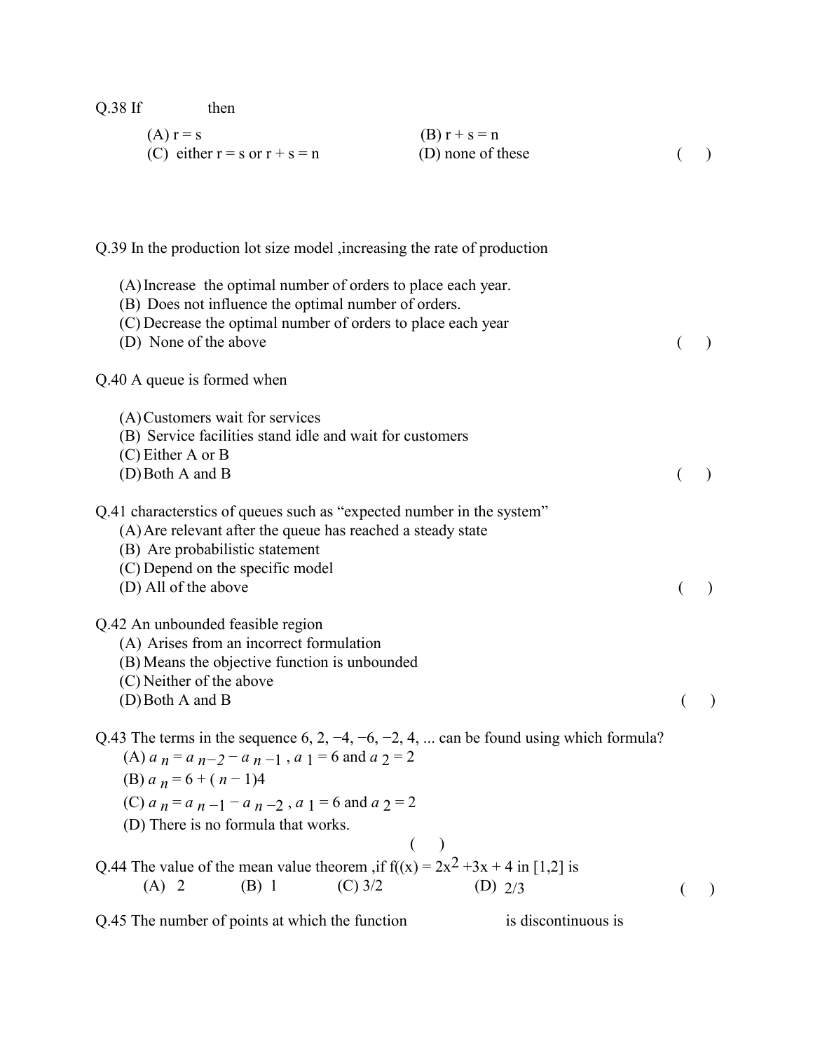Q.38 If then

(A) $r = s$ (B) $r + s = n$

(C) either $r = s$ or $r + s = n$ (D) none of these ( )

Q.39 In the production lot size model ,increasing the rate of production

(A) Increase the optimal number of orders to place each year.

(B) Does not influence the optimal number of orders.

(C) Decrease the optimal number of orders to place each year

(D) None of the above ( )

Q.40 A queue is formed when

(A) Customers wait for services

(B) Service facilities stand idle and wait for customers

(C) Either A or B

(D) Both A and B ( )

Q.41 characterstics of queues such as "expected number in the system"

(A) Are relevant after the queue has reached a steady state

(B) Are probabilistic statement

(C) Depend on the specific model

(D) All of the above ( )

Q.42 An unbounded feasible region

(A) Arises from an incorrect formulation

(B) Means the objective function is unbounded

(C) Neither of the above

(D) Both A and B ( )

Q.43 The terms in the sequence 6, 2, −4, −6, −2, 4, ... can be found using which formula?

(A) $a_n = a_{n-2} - a_{n-1}$ , $a_1 = 6$ and $a_2 = 2$

(B) $a_n = 6 + (n - 1)4$

(C) $a_n = a_{n-1} - a_{n-2}$ , $a_1 = 6$ and $a_2 = 2$

(D) There is no formula that works.

( )

Q.44 The value of the mean value theorem ,if $f((x) = 2x^2 + 3x + 4$ in [1,2] is

(A) 2 (B) 1 (C) 3/2 (D) 2/3 ( )

Q.45 The number of points at which the function is discontinuous is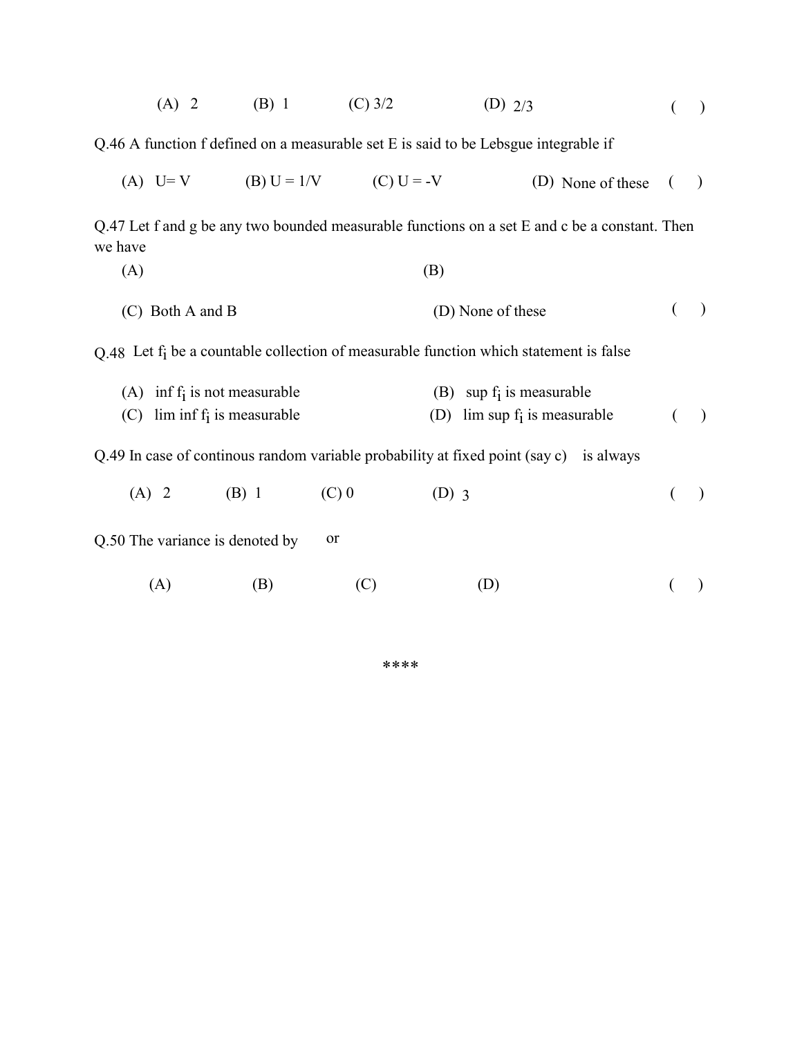(A) 2 (B) 1 (C) 3/2 (D) 2/3 ( )

Q.46 A function f defined on a measurable set E is said to be Lebsgue integrable if

(A) U= V (B) U = 1/V (C) U = -V (D) None of these ( )

Q.47 Let f and g be any two bounded measurable functions on a set E and c be a constant. Then we have

(A) (B)

(C) Both A and B (D) None of these ( )

Q.48 Let $f_i$ be a countable collection of measurable function which statement is false

(A) inf $f_i$ is not measurable (B) sup $f_i$ is measurable
(C) lim inf $f_i$ is measurable (D) lim sup $f_i$ is measurable ( )

Q.49 In case of continous random variable probability at fixed point (say c) is always

(A) 2 (B) 1 (C) 0 (D) 3 ( )

Q.50 The variance is denoted by or

(A) (B) (C) (D) ( )

****